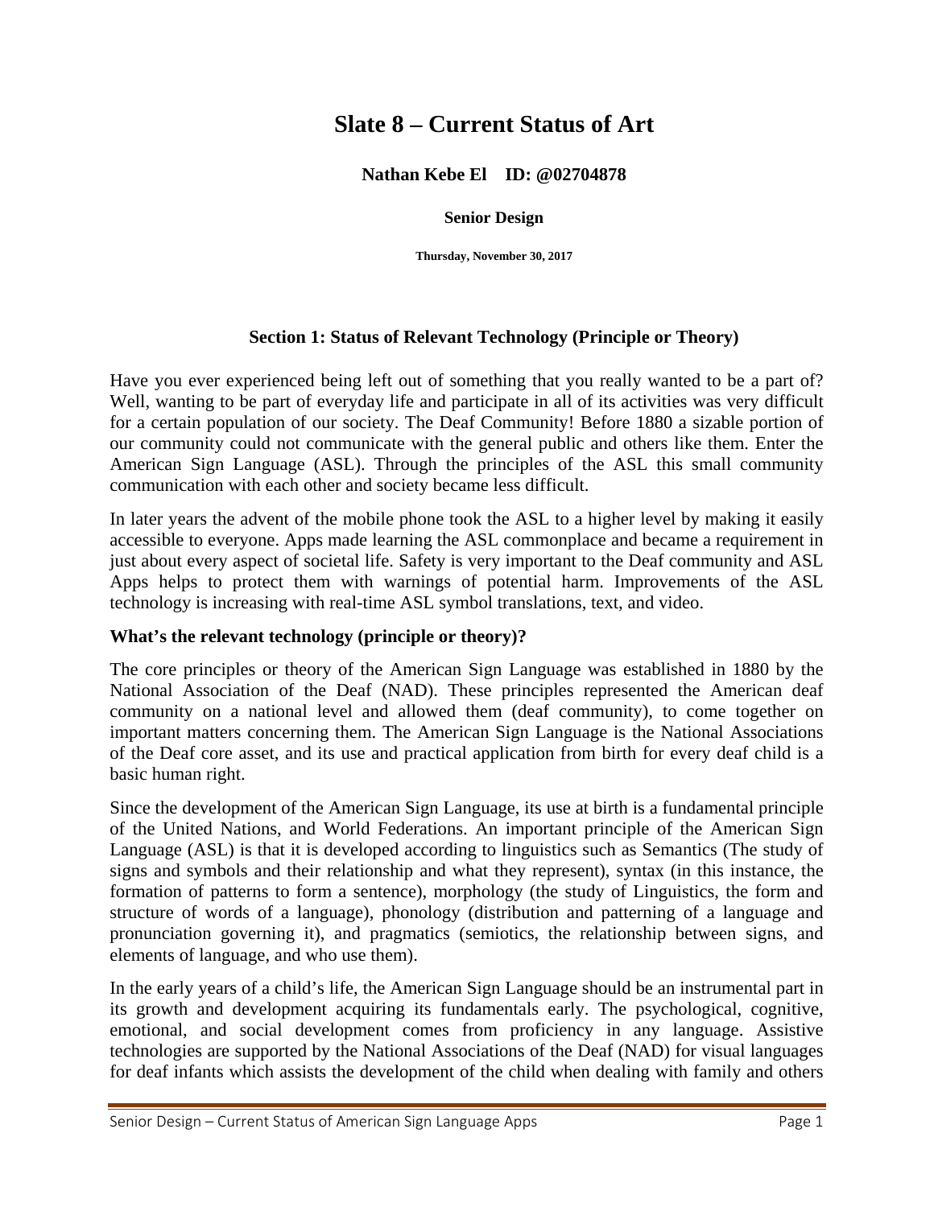# Slate 8 – Current Status of Art

**Nathan Kebe El    ID: @02704878**

**Senior Design**

**Thursday, November 30, 2017**

## Section 1: Status of Relevant Technology (Principle or Theory)

Have you ever experienced being left out of something that you really wanted to be a part of? Well, wanting to be part of everyday life and participate in all of its activities was very difficult for a certain population of our society. The Deaf Community! Before 1880 a sizable portion of our community could not communicate with the general public and others like them. Enter the American Sign Language (ASL). Through the principles of the ASL this small community communication with each other and society became less difficult.

In later years the advent of the mobile phone took the ASL to a higher level by making it easily accessible to everyone. Apps made learning the ASL commonplace and became a requirement in just about every aspect of societal life. Safety is very important to the Deaf community and ASL Apps helps to protect them with warnings of potential harm. Improvements of the ASL technology is increasing with real-time ASL symbol translations, text, and video.

### What's the relevant technology (principle or theory)?

The core principles or theory of the American Sign Language was established in 1880 by the National Association of the Deaf (NAD). These principles represented the American deaf community on a national level and allowed them (deaf community), to come together on important matters concerning them. The American Sign Language is the National Associations of the Deaf core asset, and its use and practical application from birth for every deaf child is a basic human right.

Since the development of the American Sign Language, its use at birth is a fundamental principle of the United Nations, and World Federations. An important principle of the American Sign Language (ASL) is that it is developed according to linguistics such as Semantics (The study of signs and symbols and their relationship and what they represent), syntax (in this instance, the formation of patterns to form a sentence), morphology (the study of Linguistics, the form and structure of words of a language), phonology (distribution and patterning of a language and pronunciation governing it), and pragmatics (semiotics, the relationship between signs, and elements of language, and who use them).

In the early years of a child's life, the American Sign Language should be an instrumental part in its growth and development acquiring its fundamentals early. The psychological, cognitive, emotional, and social development comes from proficiency in any language. Assistive technologies are supported by the National Associations of the Deaf (NAD) for visual languages for deaf infants which assists the development of the child when dealing with family and others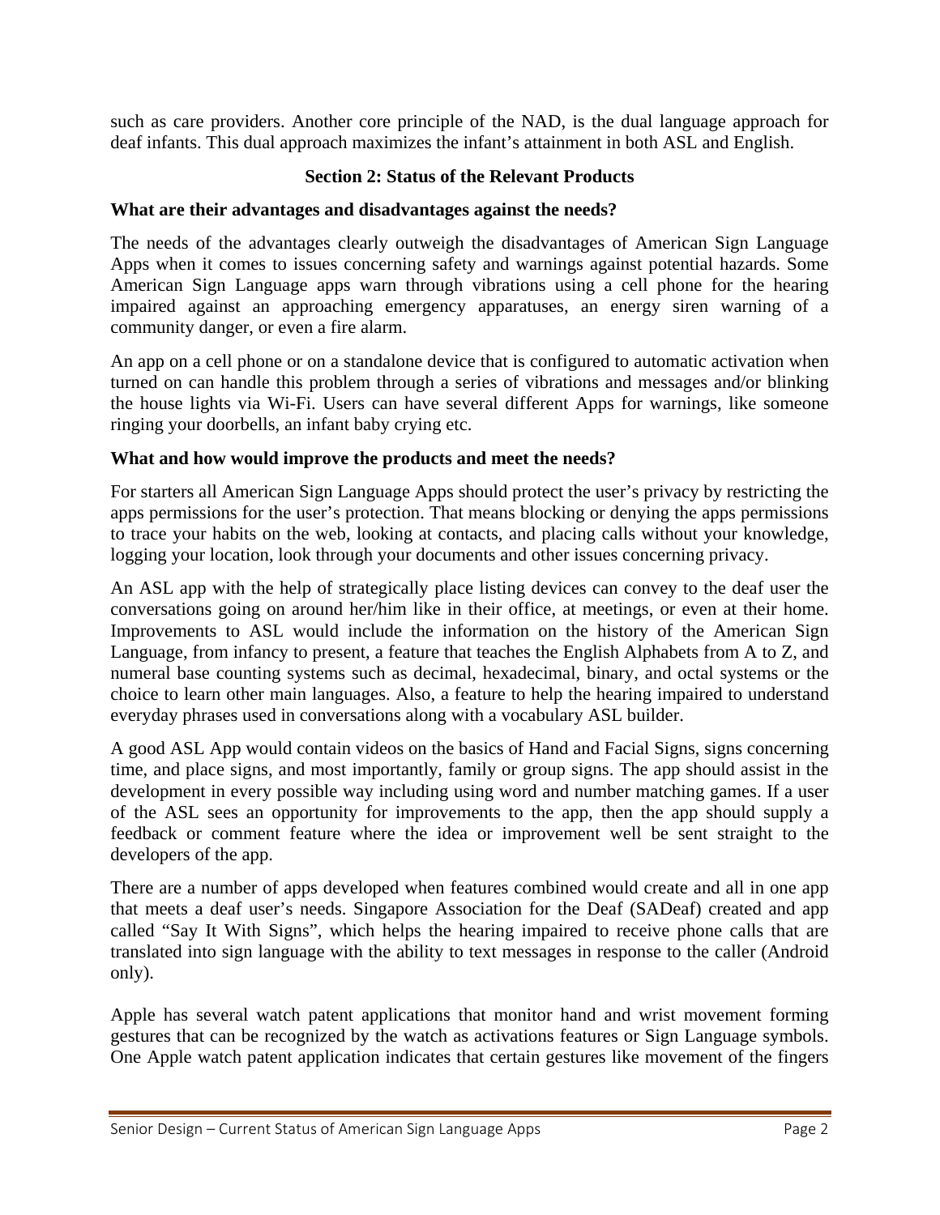such as care providers. Another core principle of the NAD, is the dual language approach for deaf infants. This dual approach maximizes the infant's attainment in both ASL and English.

## Section 2: Status of the Relevant Products

### What are their advantages and disadvantages against the needs?

The needs of the advantages clearly outweigh the disadvantages of American Sign Language Apps when it comes to issues concerning safety and warnings against potential hazards. Some American Sign Language apps warn through vibrations using a cell phone for the hearing impaired against an approaching emergency apparatuses, an energy siren warning of a community danger, or even a fire alarm.

An app on a cell phone or on a standalone device that is configured to automatic activation when turned on can handle this problem through a series of vibrations and messages and/or blinking the house lights via Wi-Fi. Users can have several different Apps for warnings, like someone ringing your doorbells, an infant baby crying etc.

### What and how would improve the products and meet the needs?

For starters all American Sign Language Apps should protect the user's privacy by restricting the apps permissions for the user's protection. That means blocking or denying the apps permissions to trace your habits on the web, looking at contacts, and placing calls without your knowledge, logging your location, look through your documents and other issues concerning privacy.

An ASL app with the help of strategically place listing devices can convey to the deaf user the conversations going on around her/him like in their office, at meetings, or even at their home. Improvements to ASL would include the information on the history of the American Sign Language, from infancy to present, a feature that teaches the English Alphabets from A to Z, and numeral base counting systems such as decimal, hexadecimal, binary, and octal systems or the choice to learn other main languages. Also, a feature to help the hearing impaired to understand everyday phrases used in conversations along with a vocabulary ASL builder.

A good ASL App would contain videos on the basics of Hand and Facial Signs, signs concerning time, and place signs, and most importantly, family or group signs. The app should assist in the development in every possible way including using word and number matching games. If a user of the ASL sees an opportunity for improvements to the app, then the app should supply a feedback or comment feature where the idea or improvement well be sent straight to the developers of the app.

There are a number of apps developed when features combined would create and all in one app that meets a deaf user's needs. Singapore Association for the Deaf (SADeaf) created and app called "Say It With Signs", which helps the hearing impaired to receive phone calls that are translated into sign language with the ability to text messages in response to the caller (Android only).

Apple has several watch patent applications that monitor hand and wrist movement forming gestures that can be recognized by the watch as activations features or Sign Language symbols. One Apple watch patent application indicates that certain gestures like movement of the fingers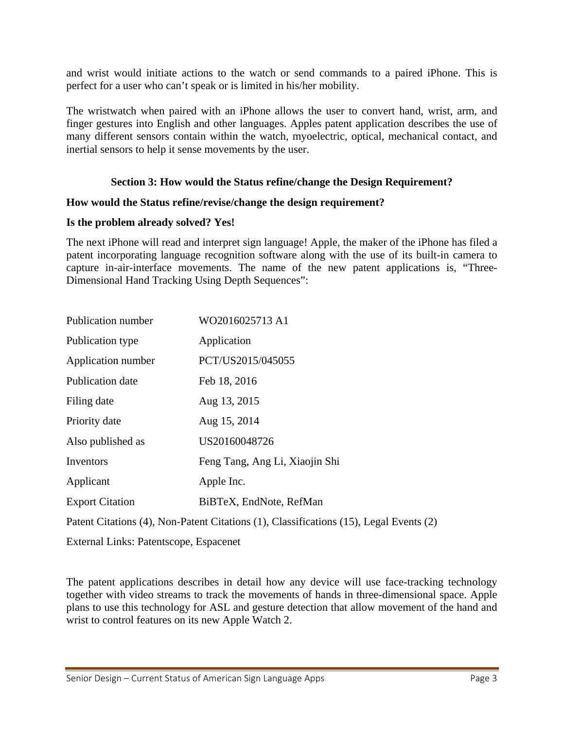and wrist would initiate actions to the watch or send commands to a paired iPhone. This is perfect for a user who can't speak or is limited in his/her mobility.

The wristwatch when paired with an iPhone allows the user to convert hand, wrist, arm, and finger gestures into English and other languages. Apples patent application describes the use of many different sensors contain within the watch, myoelectric, optical, mechanical contact, and inertial sensors to help it sense movements by the user.

## Section 3: How would the Status refine/change the Design Requirement?

**How would the Status refine/revise/change the design requirement?**

**Is the problem already solved? Yes!**

The next iPhone will read and interpret sign language! Apple, the maker of the iPhone has filed a patent incorporating language recognition software along with the use of its built-in camera to capture in-air-interface movements. The name of the new patent applications is, "Three-Dimensional Hand Tracking Using Depth Sequences":

| | |
|---|---|
| Publication number | WO2016025713 A1 |
| Publication type | Application |
| Application number | PCT/US2015/045055 |
| Publication date | Feb 18, 2016 |
| Filing date | Aug 13, 2015 |
| Priority date | Aug 15, 2014 |
| Also published as | US20160048726 |
| Inventors | Feng Tang, Ang Li, Xiaojin Shi |
| Applicant | Apple Inc. |
| Export Citation | BiBTeX, EndNote, RefMan |

Patent Citations (4), Non-Patent Citations (1), Classifications (15), Legal Events (2)

External Links: Patentscope, Espacenet

The patent applications describes in detail how any device will use face-tracking technology together with video streams to track the movements of hands in three-dimensional space. Apple plans to use this technology for ASL and gesture detection that allow movement of the hand and wrist to control features on its new Apple Watch 2.